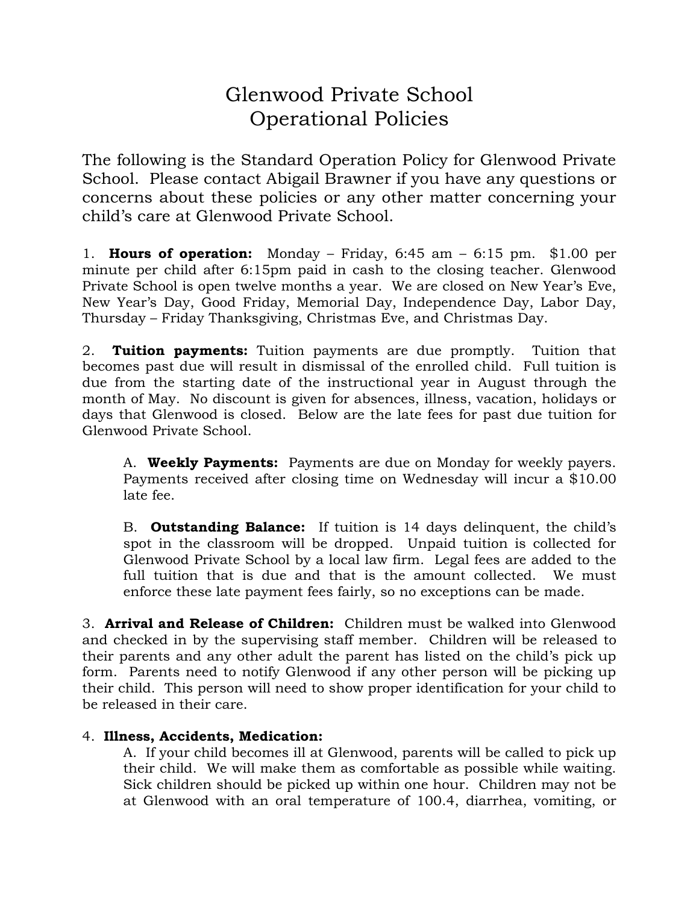# Glenwood Private School
# Operational Policies

The following is the Standard Operation Policy for Glenwood Private School. Please contact Abigail Brawner if you have any questions or concerns about these policies or any other matter concerning your child's care at Glenwood Private School.

1. **Hours of operation:** Monday – Friday, 6:45 am – 6:15 pm. $1.00 per minute per child after 6:15pm paid in cash to the closing teacher. Glenwood Private School is open twelve months a year. We are closed on New Year's Eve, New Year's Day, Good Friday, Memorial Day, Independence Day, Labor Day, Thursday – Friday Thanksgiving, Christmas Eve, and Christmas Day.

2. **Tuition payments:** Tuition payments are due promptly. Tuition that becomes past due will result in dismissal of the enrolled child. Full tuition is due from the starting date of the instructional year in August through the month of May. No discount is given for absences, illness, vacation, holidays or days that Glenwood is closed. Below are the late fees for past due tuition for Glenwood Private School.

   A. **Weekly Payments:** Payments are due on Monday for weekly payers. Payments received after closing time on Wednesday will incur a $10.00 late fee.

   B. **Outstanding Balance:** If tuition is 14 days delinquent, the child's spot in the classroom will be dropped. Unpaid tuition is collected for Glenwood Private School by a local law firm. Legal fees are added to the full tuition that is due and that is the amount collected. We must enforce these late payment fees fairly, so no exceptions can be made.

3. **Arrival and Release of Children:** Children must be walked into Glenwood and checked in by the supervising staff member. Children will be released to their parents and any other adult the parent has listed on the child's pick up form. Parents need to notify Glenwood if any other person will be picking up their child. This person will need to show proper identification for your child to be released in their care.

4. **Illness, Accidents, Medication:**

   A. If your child becomes ill at Glenwood, parents will be called to pick up their child. We will make them as comfortable as possible while waiting. Sick children should be picked up within one hour. Children may not be at Glenwood with an oral temperature of 100.4, diarrhea, vomiting, or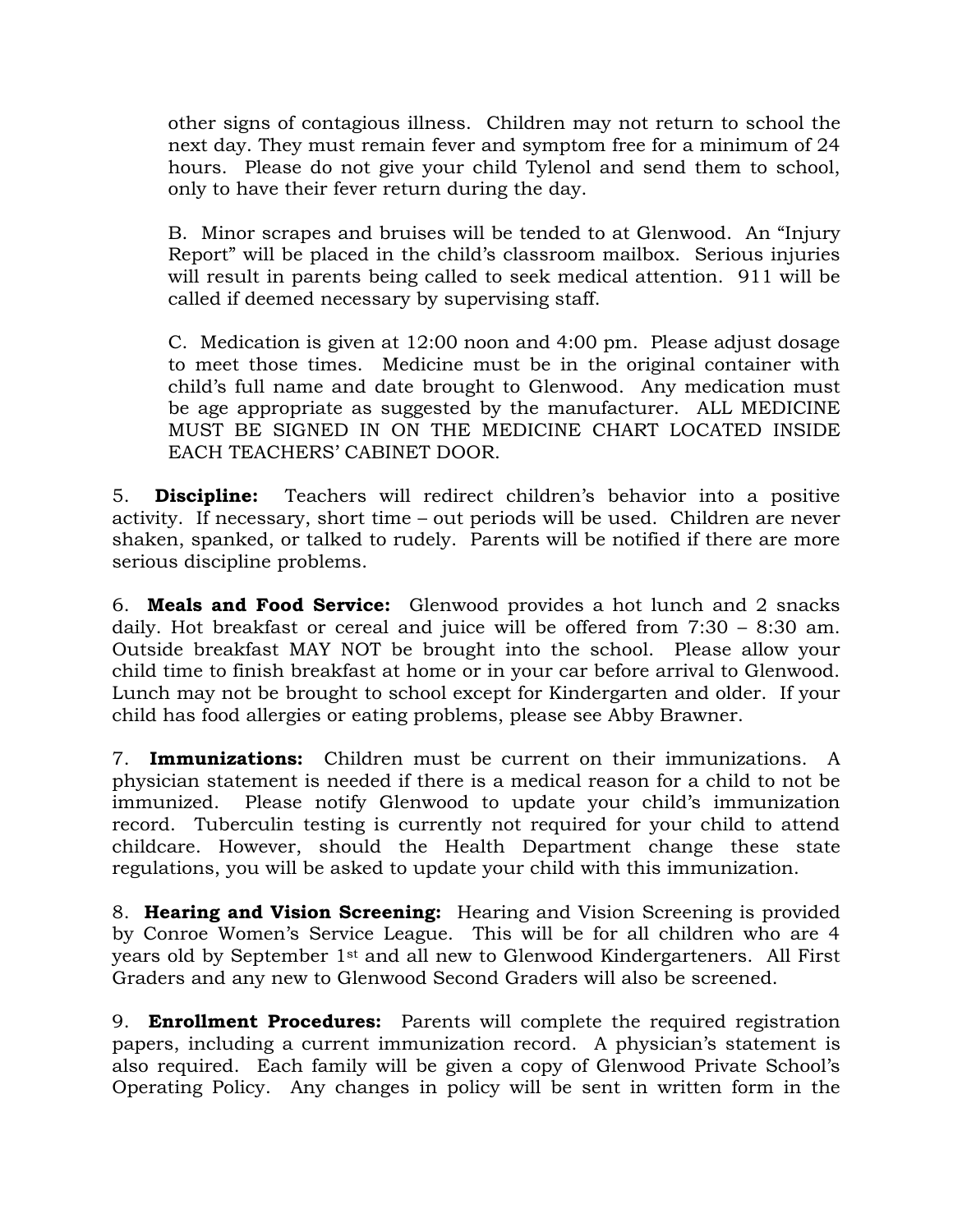other signs of contagious illness. Children may not return to school the next day. They must remain fever and symptom free for a minimum of 24 hours. Please do not give your child Tylenol and send them to school, only to have their fever return during the day.

B. Minor scrapes and bruises will be tended to at Glenwood. An "Injury Report" will be placed in the child's classroom mailbox. Serious injuries will result in parents being called to seek medical attention. 911 will be called if deemed necessary by supervising staff.

C. Medication is given at 12:00 noon and 4:00 pm. Please adjust dosage to meet those times. Medicine must be in the original container with child's full name and date brought to Glenwood. Any medication must be age appropriate as suggested by the manufacturer. ALL MEDICINE MUST BE SIGNED IN ON THE MEDICINE CHART LOCATED INSIDE EACH TEACHERS' CABINET DOOR.

5. **Discipline:** Teachers will redirect children's behavior into a positive activity. If necessary, short time – out periods will be used. Children are never shaken, spanked, or talked to rudely. Parents will be notified if there are more serious discipline problems.

6. **Meals and Food Service:** Glenwood provides a hot lunch and 2 snacks daily. Hot breakfast or cereal and juice will be offered from 7:30 – 8:30 am. Outside breakfast MAY NOT be brought into the school. Please allow your child time to finish breakfast at home or in your car before arrival to Glenwood. Lunch may not be brought to school except for Kindergarten and older. If your child has food allergies or eating problems, please see Abby Brawner.

7. **Immunizations:** Children must be current on their immunizations. A physician statement is needed if there is a medical reason for a child to not be immunized. Please notify Glenwood to update your child's immunization record. Tuberculin testing is currently not required for your child to attend childcare. However, should the Health Department change these state regulations, you will be asked to update your child with this immunization.

8. **Hearing and Vision Screening:** Hearing and Vision Screening is provided by Conroe Women's Service League. This will be for all children who are 4 years old by September 1st and all new to Glenwood Kindergarteners. All First Graders and any new to Glenwood Second Graders will also be screened.

9. **Enrollment Procedures:** Parents will complete the required registration papers, including a current immunization record. A physician's statement is also required. Each family will be given a copy of Glenwood Private School's Operating Policy. Any changes in policy will be sent in written form in the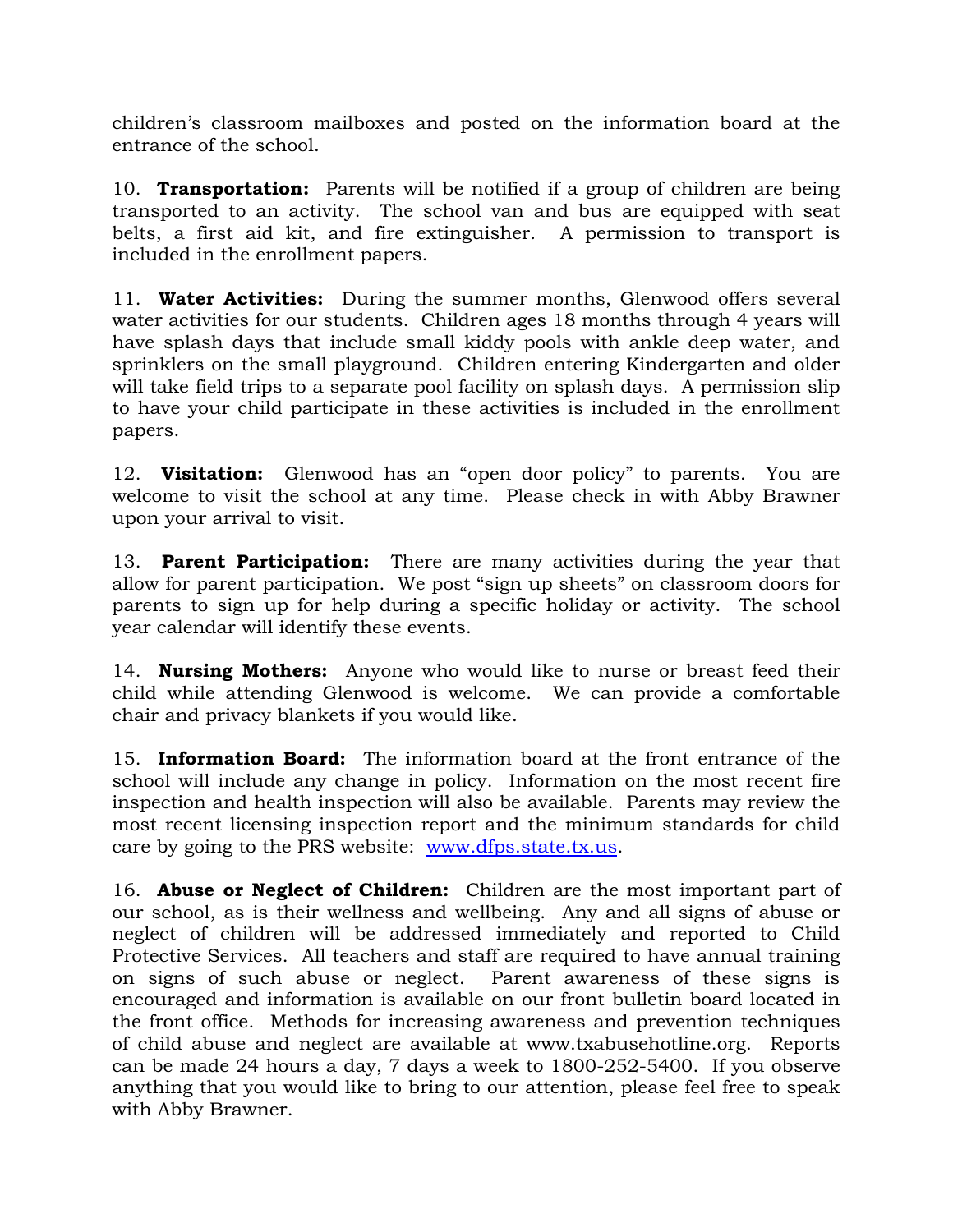children's classroom mailboxes and posted on the information board at the entrance of the school.

10. **Transportation:** Parents will be notified if a group of children are being transported to an activity. The school van and bus are equipped with seat belts, a first aid kit, and fire extinguisher. A permission to transport is included in the enrollment papers.

11. **Water Activities:** During the summer months, Glenwood offers several water activities for our students. Children ages 18 months through 4 years will have splash days that include small kiddy pools with ankle deep water, and sprinklers on the small playground. Children entering Kindergarten and older will take field trips to a separate pool facility on splash days. A permission slip to have your child participate in these activities is included in the enrollment papers.

12. **Visitation:** Glenwood has an "open door policy" to parents. You are welcome to visit the school at any time. Please check in with Abby Brawner upon your arrival to visit.

13. **Parent Participation:** There are many activities during the year that allow for parent participation. We post "sign up sheets" on classroom doors for parents to sign up for help during a specific holiday or activity. The school year calendar will identify these events.

14. **Nursing Mothers:** Anyone who would like to nurse or breast feed their child while attending Glenwood is welcome. We can provide a comfortable chair and privacy blankets if you would like.

15. **Information Board:** The information board at the front entrance of the school will include any change in policy. Information on the most recent fire inspection and health inspection will also be available. Parents may review the most recent licensing inspection report and the minimum standards for child care by going to the PRS website: [www.dfps.state.tx.us](http://www.dfps.state.tx.us).

16. **Abuse or Neglect of Children:** Children are the most important part of our school, as is their wellness and wellbeing. Any and all signs of abuse or neglect of children will be addressed immediately and reported to Child Protective Services. All teachers and staff are required to have annual training on signs of such abuse or neglect. Parent awareness of these signs is encouraged and information is available on our front bulletin board located in the front office. Methods for increasing awareness and prevention techniques of child abuse and neglect are available at www.txabusehotline.org. Reports can be made 24 hours a day, 7 days a week to 1800-252-5400. If you observe anything that you would like to bring to our attention, please feel free to speak with Abby Brawner.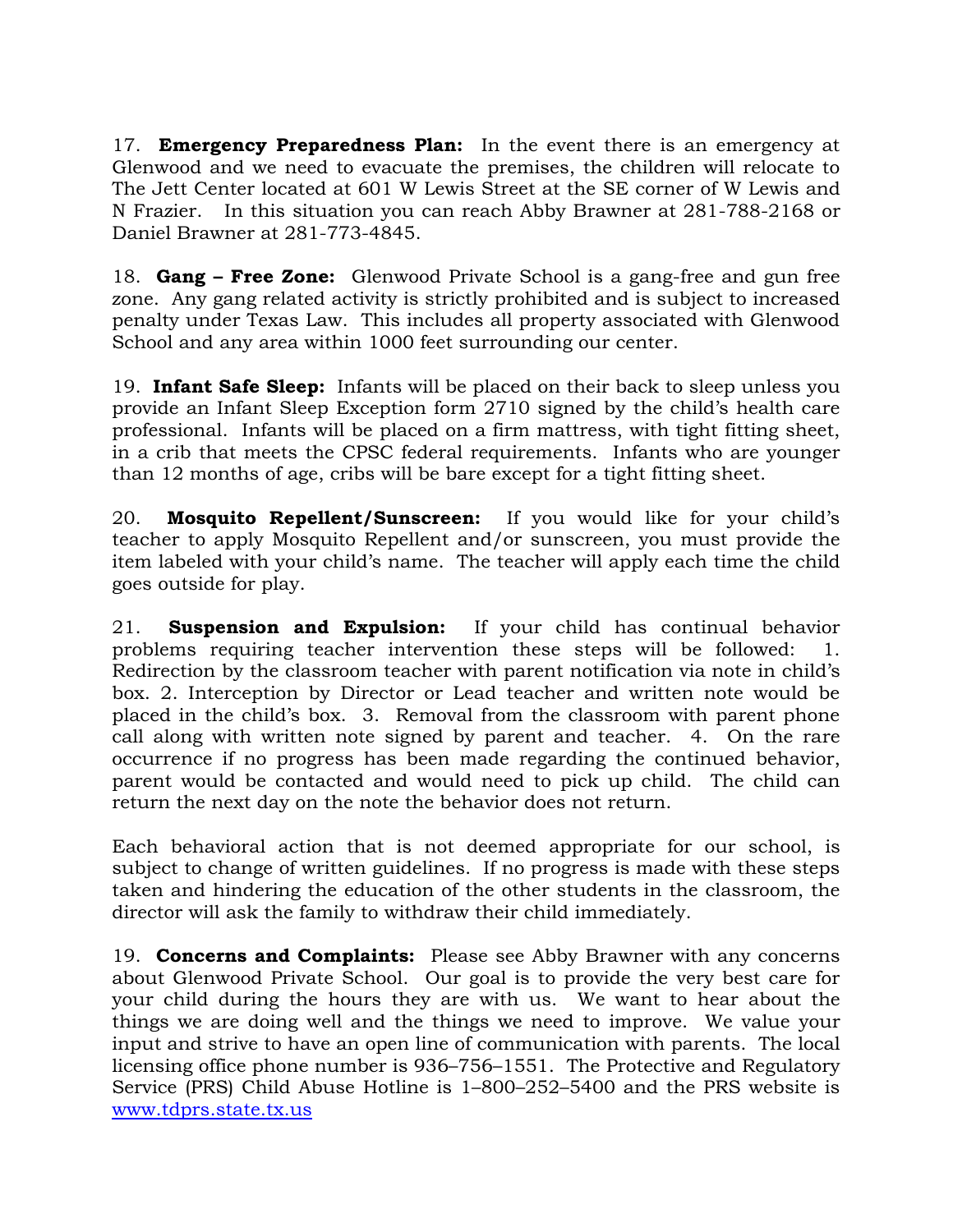17. **Emergency Preparedness Plan:** In the event there is an emergency at Glenwood and we need to evacuate the premises, the children will relocate to The Jett Center located at 601 W Lewis Street at the SE corner of W Lewis and N Frazier. In this situation you can reach Abby Brawner at 281-788-2168 or Daniel Brawner at 281-773-4845.

18. **Gang – Free Zone:** Glenwood Private School is a gang-free and gun free zone. Any gang related activity is strictly prohibited and is subject to increased penalty under Texas Law. This includes all property associated with Glenwood School and any area within 1000 feet surrounding our center.

19. **Infant Safe Sleep:** Infants will be placed on their back to sleep unless you provide an Infant Sleep Exception form 2710 signed by the child's health care professional. Infants will be placed on a firm mattress, with tight fitting sheet, in a crib that meets the CPSC federal requirements. Infants who are younger than 12 months of age, cribs will be bare except for a tight fitting sheet.

20. **Mosquito Repellent/Sunscreen:** If you would like for your child's teacher to apply Mosquito Repellent and/or sunscreen, you must provide the item labeled with your child's name. The teacher will apply each time the child goes outside for play.

21. **Suspension and Expulsion:** If your child has continual behavior problems requiring teacher intervention these steps will be followed: 1. Redirection by the classroom teacher with parent notification via note in child's box. 2. Interception by Director or Lead teacher and written note would be placed in the child's box. 3. Removal from the classroom with parent phone call along with written note signed by parent and teacher. 4. On the rare occurrence if no progress has been made regarding the continued behavior, parent would be contacted and would need to pick up child. The child can return the next day on the note the behavior does not return.

Each behavioral action that is not deemed appropriate for our school, is subject to change of written guidelines. If no progress is made with these steps taken and hindering the education of the other students in the classroom, the director will ask the family to withdraw their child immediately.

19. **Concerns and Complaints:** Please see Abby Brawner with any concerns about Glenwood Private School. Our goal is to provide the very best care for your child during the hours they are with us. We want to hear about the things we are doing well and the things we need to improve. We value your input and strive to have an open line of communication with parents. The local licensing office phone number is 936–756–1551. The Protective and Regulatory Service (PRS) Child Abuse Hotline is 1–800–252–5400 and the PRS website is [www.tdprs.state.tx.us](http://www.tdprs.state.tx.us)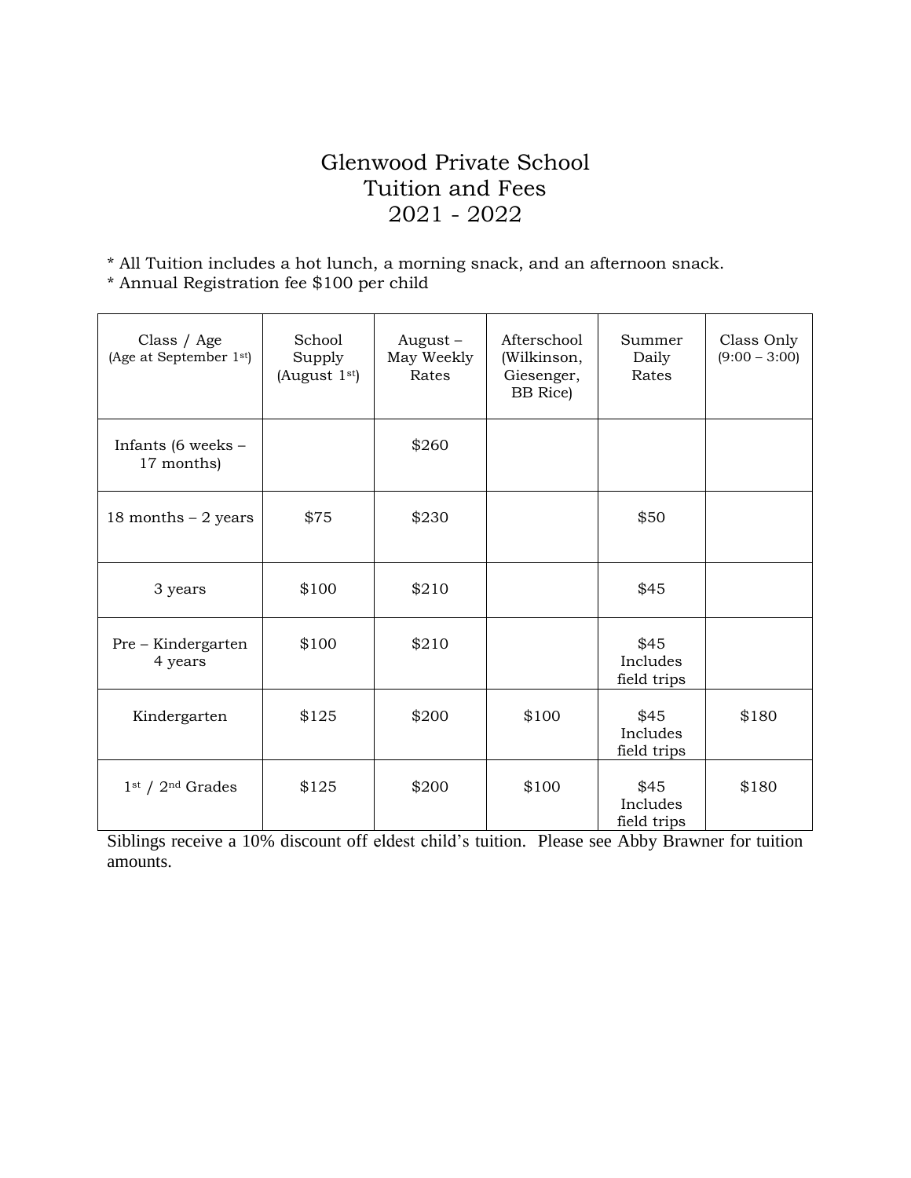# Glenwood Private School
## Tuition and Fees
## 2021 - 2022

* All Tuition includes a hot lunch, a morning snack, and an afternoon snack.
* Annual Registration fee $100 per child

| Class / Age (Age at September 1st) | School Supply (August 1st) | August – May Weekly Rates | Afterschool (Wilkinson, Giesenger, BB Rice) | Summer Daily Rates | Class Only (9:00 – 3:00) |
|---|---|---|---|---|---|
| Infants (6 weeks – 17 months) | | $260 | | | |
| 18 months – 2 years | $75 | $230 | | $50 | |
| 3 years | $100 | $210 | | $45 | |
| Pre – Kindergarten 4 years | $100 | $210 | | $45 Includes field trips | |
| Kindergarten | $125 | $200 | $100 | $45 Includes field trips | $180 |
| 1st / 2nd Grades | $125 | $200 | $100 | $45 Includes field trips | $180 |

Siblings receive a 10% discount off eldest child's tuition. Please see Abby Brawner for tuition amounts.